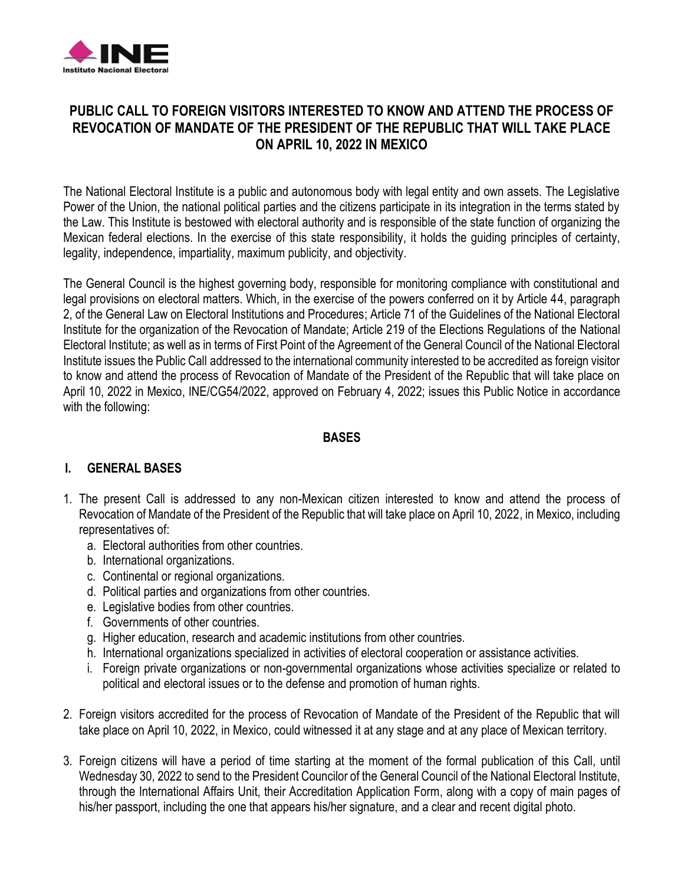# PUBLIC CALL TO FOREIGN VISITORS INTERESTED TO KNOW AND ATTEND THE PROCESS OF REVOCATION OF MANDATE OF THE PRESIDENT OF THE REPUBLIC THAT WILL TAKE PLACE ON APRIL 10, 2022 IN MEXICO

The National Electoral Institute is a public and autonomous body with legal entity and own assets. The Legislative Power of the Union, the national political parties and the citizens participate in its integration in the terms stated by the Law. This Institute is bestowed with electoral authority and is responsible of the state function of organizing the Mexican federal elections. In the exercise of this state responsibility, it holds the guiding principles of certainty, legality, independence, impartiality, maximum publicity, and objectivity.

The General Council is the highest governing body, responsible for monitoring compliance with constitutional and legal provisions on electoral matters. Which, in the exercise of the powers conferred on it by Article 44, paragraph 2, of the General Law on Electoral Institutions and Procedures; Article 71 of the Guidelines of the National Electoral Institute for the organization of the Revocation of Mandate; Article 219 of the Elections Regulations of the National Electoral Institute; as well as in terms of First Point of the Agreement of the General Council of the National Electoral Institute issues the Public Call addressed to the international community interested to be accredited as foreign visitor to know and attend the process of Revocation of Mandate of the President of the Republic that will take place on April 10, 2022 in Mexico, INE/CG54/2022, approved on February 4, 2022; issues this Public Notice in accordance with the following:

## BASES

### I. GENERAL BASES

1. The present Call is addressed to any non-Mexican citizen interested to know and attend the process of Revocation of Mandate of the President of the Republic that will take place on April 10, 2022, in Mexico, including representatives of:
   a. Electoral authorities from other countries.
   b. International organizations.
   c. Continental or regional organizations.
   d. Political parties and organizations from other countries.
   e. Legislative bodies from other countries.
   f. Governments of other countries.
   g. Higher education, research and academic institutions from other countries.
   h. International organizations specialized in activities of electoral cooperation or assistance activities.
   i. Foreign private organizations or non-governmental organizations whose activities specialize or related to political and electoral issues or to the defense and promotion of human rights.

2. Foreign visitors accredited for the process of Revocation of Mandate of the President of the Republic that will take place on April 10, 2022, in Mexico, could witnessed it at any stage and at any place of Mexican territory.

3. Foreign citizens will have a period of time starting at the moment of the formal publication of this Call, until Wednesday 30, 2022 to send to the President Councilor of the General Council of the National Electoral Institute, through the International Affairs Unit, their Accreditation Application Form, along with a copy of main pages of his/her passport, including the one that appears his/her signature, and a clear and recent digital photo.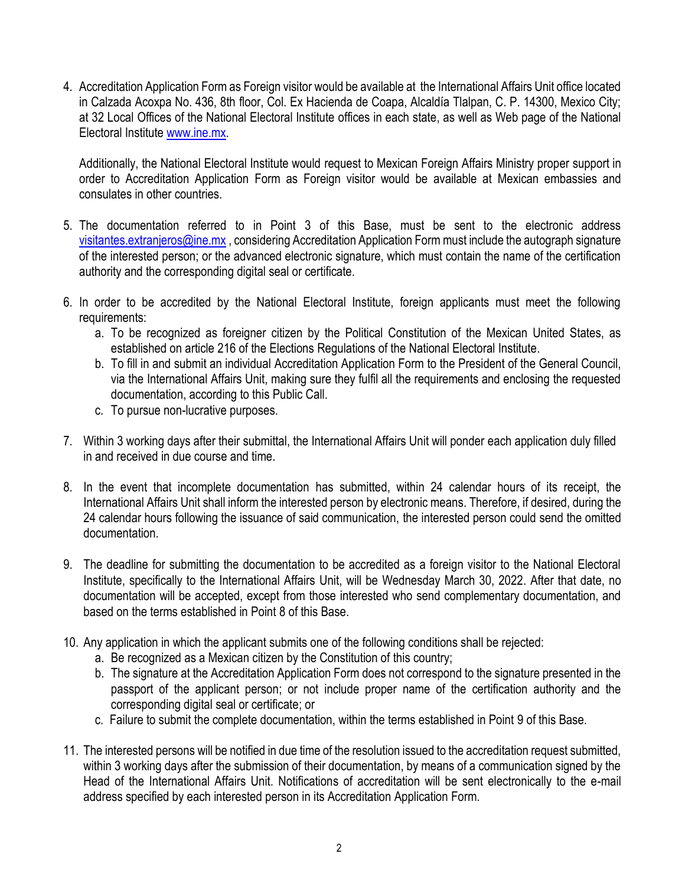4. Accreditation Application Form as Foreign visitor would be available at the International Affairs Unit office located in Calzada Acoxpa No. 436, 8th floor, Col. Ex Hacienda de Coapa, Alcaldía Tlalpan, C. P. 14300, Mexico City; at 32 Local Offices of the National Electoral Institute offices in each state, as well as Web page of the National Electoral Institute www.ine.mx.

   Additionally, the National Electoral Institute would request to Mexican Foreign Affairs Ministry proper support in order to Accreditation Application Form as Foreign visitor would be available at Mexican embassies and consulates in other countries.

5. The documentation referred to in Point 3 of this Base, must be sent to the electronic address visitantes.extranjeros@ine.mx , considering Accreditation Application Form must include the autograph signature of the interested person; or the advanced electronic signature, which must contain the name of the certification authority and the corresponding digital seal or certificate.

6. In order to be accredited by the National Electoral Institute, foreign applicants must meet the following requirements:
   a. To be recognized as foreigner citizen by the Political Constitution of the Mexican United States, as established on article 216 of the Elections Regulations of the National Electoral Institute.
   b. To fill in and submit an individual Accreditation Application Form to the President of the General Council, via the International Affairs Unit, making sure they fulfil all the requirements and enclosing the requested documentation, according to this Public Call.
   c. To pursue non-lucrative purposes.

7. Within 3 working days after their submittal, the International Affairs Unit will ponder each application duly filled in and received in due course and time.

8. In the event that incomplete documentation has submitted, within 24 calendar hours of its receipt, the International Affairs Unit shall inform the interested person by electronic means. Therefore, if desired, during the 24 calendar hours following the issuance of said communication, the interested person could send the omitted documentation.

9. The deadline for submitting the documentation to be accredited as a foreign visitor to the National Electoral Institute, specifically to the International Affairs Unit, will be Wednesday March 30, 2022. After that date, no documentation will be accepted, except from those interested who send complementary documentation, and based on the terms established in Point 8 of this Base.

10. Any application in which the applicant submits one of the following conditions shall be rejected:
    a. Be recognized as a Mexican citizen by the Constitution of this country;
    b. The signature at the Accreditation Application Form does not correspond to the signature presented in the passport of the applicant person; or not include proper name of the certification authority and the corresponding digital seal or certificate; or
    c. Failure to submit the complete documentation, within the terms established in Point 9 of this Base.

11. The interested persons will be notified in due time of the resolution issued to the accreditation request submitted, within 3 working days after the submission of their documentation, by means of a communication signed by the Head of the International Affairs Unit. Notifications of accreditation will be sent electronically to the e-mail address specified by each interested person in its Accreditation Application Form.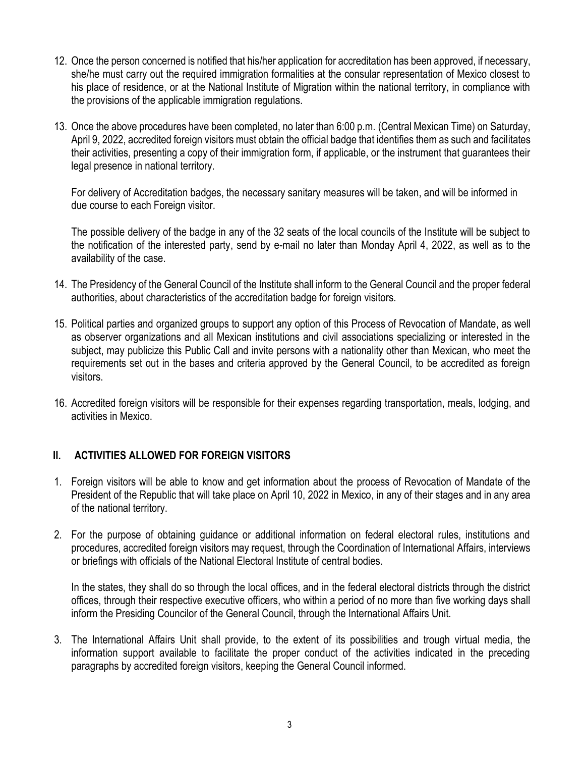12. Once the person concerned is notified that his/her application for accreditation has been approved, if necessary, she/he must carry out the required immigration formalities at the consular representation of Mexico closest to his place of residence, or at the National Institute of Migration within the national territory, in compliance with the provisions of the applicable immigration regulations.

13. Once the above procedures have been completed, no later than 6:00 p.m. (Central Mexican Time) on Saturday, April 9, 2022, accredited foreign visitors must obtain the official badge that identifies them as such and facilitates their activities, presenting a copy of their immigration form, if applicable, or the instrument that guarantees their legal presence in national territory.

    For delivery of Accreditation badges, the necessary sanitary measures will be taken, and will be informed in due course to each Foreign visitor.

    The possible delivery of the badge in any of the 32 seats of the local councils of the Institute will be subject to the notification of the interested party, send by e-mail no later than Monday April 4, 2022, as well as to the availability of the case.

14. The Presidency of the General Council of the Institute shall inform to the General Council and the proper federal authorities, about characteristics of the accreditation badge for foreign visitors.

15. Political parties and organized groups to support any option of this Process of Revocation of Mandate, as well as observer organizations and all Mexican institutions and civil associations specializing or interested in the subject, may publicize this Public Call and invite persons with a nationality other than Mexican, who meet the requirements set out in the bases and criteria approved by the General Council, to be accredited as foreign visitors.

16. Accredited foreign visitors will be responsible for their expenses regarding transportation, meals, lodging, and activities in Mexico.

## II. ACTIVITIES ALLOWED FOR FOREIGN VISITORS

1. Foreign visitors will be able to know and get information about the process of Revocation of Mandate of the President of the Republic that will take place on April 10, 2022 in Mexico, in any of their stages and in any area of the national territory.

2. For the purpose of obtaining guidance or additional information on federal electoral rules, institutions and procedures, accredited foreign visitors may request, through the Coordination of International Affairs, interviews or briefings with officials of the National Electoral Institute of central bodies.

   In the states, they shall do so through the local offices, and in the federal electoral districts through the district offices, through their respective executive officers, who within a period of no more than five working days shall inform the Presiding Councilor of the General Council, through the International Affairs Unit.

3. The International Affairs Unit shall provide, to the extent of its possibilities and trough virtual media, the information support available to facilitate the proper conduct of the activities indicated in the preceding paragraphs by accredited foreign visitors, keeping the General Council informed.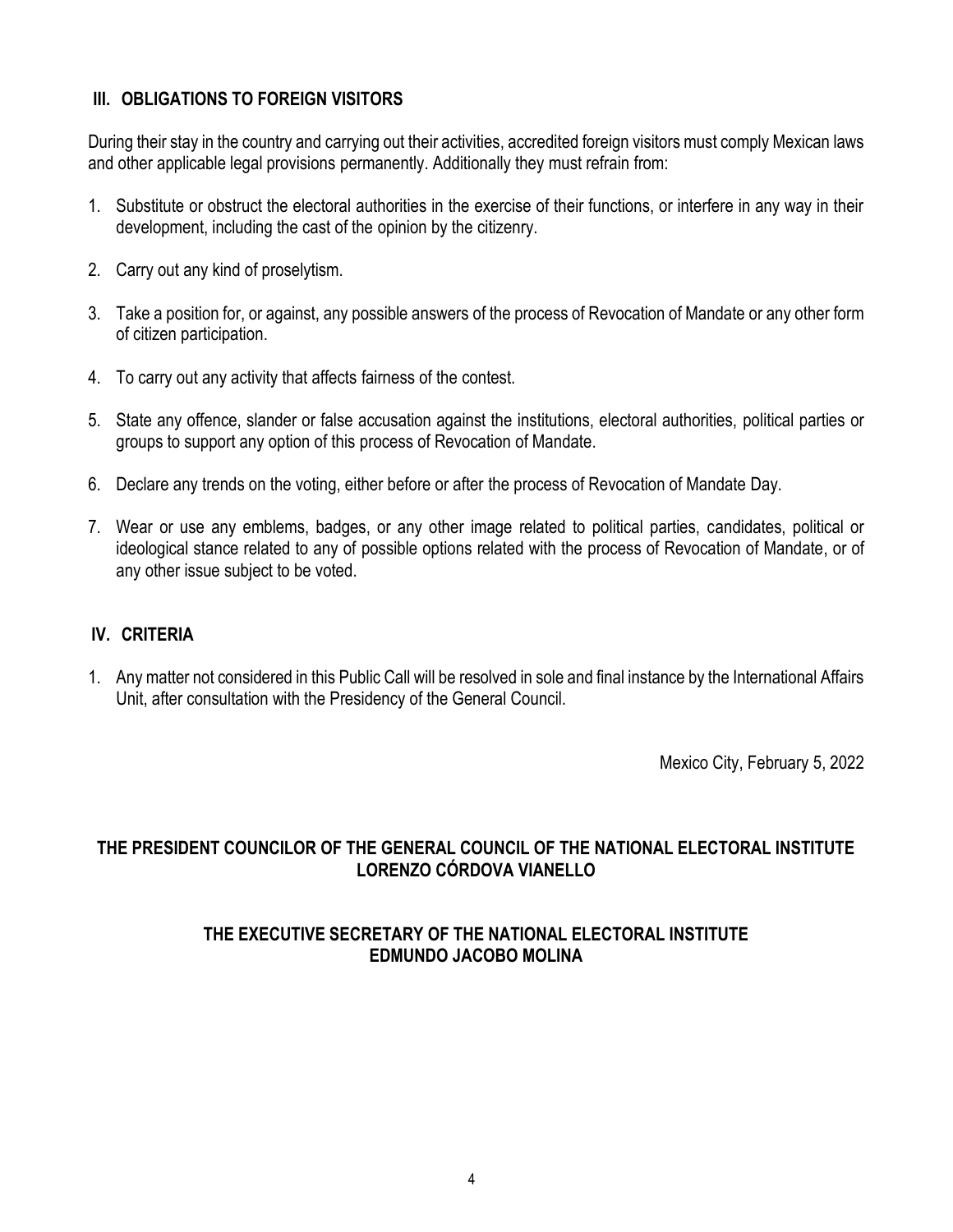## III. OBLIGATIONS TO FOREIGN VISITORS

During their stay in the country and carrying out their activities, accredited foreign visitors must comply Mexican laws and other applicable legal provisions permanently. Additionally they must refrain from:

1. Substitute or obstruct the electoral authorities in the exercise of their functions, or interfere in any way in their development, including the cast of the opinion by the citizenry.
2. Carry out any kind of proselytism.
3. Take a position for, or against, any possible answers of the process of Revocation of Mandate or any other form of citizen participation.
4. To carry out any activity that affects fairness of the contest.
5. State any offence, slander or false accusation against the institutions, electoral authorities, political parties or groups to support any option of this process of Revocation of Mandate.
6. Declare any trends on the voting, either before or after the process of Revocation of Mandate Day.
7. Wear or use any emblems, badges, or any other image related to political parties, candidates, political or ideological stance related to any of possible options related with the process of Revocation of Mandate, or of any other issue subject to be voted.

## IV. CRITERIA

1. Any matter not considered in this Public Call will be resolved in sole and final instance by the International Affairs Unit, after consultation with the Presidency of the General Council.

Mexico City, February 5, 2022

**THE PRESIDENT COUNCILOR OF THE GENERAL COUNCIL OF THE NATIONAL ELECTORAL INSTITUTE**
**LORENZO CÓRDOVA VIANELLO**

**THE EXECUTIVE SECRETARY OF THE NATIONAL ELECTORAL INSTITUTE**
**EDMUNDO JACOBO MOLINA**